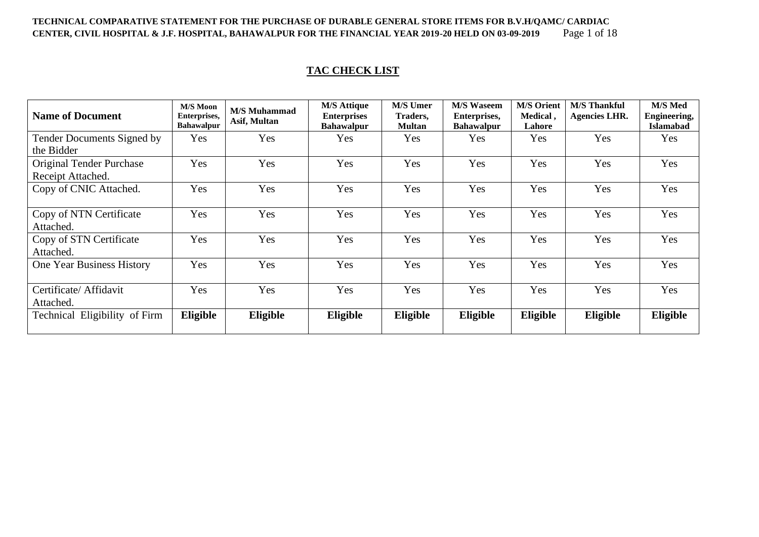**TECHNICAL COMPARATIVE STATEMENT FOR THE PURCHASE OF DURABLE GENERAL STORE ITEMS FOR B.V.H/QAMC/ CARDIAC CENTER, CIVIL HOSPITAL & J.F. HOSPITAL, BAHAWALPUR FOR THE FINANCIAL YEAR 2019-20 HELD ON 03-09-2019**

## TAC CHECK LIST

| Name of Document | M/S Moon Enterprises, Bahawalpur | M/S Muhammad Asif, Multan | M/S Attique Enterprises Bahawalpur | M/S Umer Traders, Multan | M/S Waseem Enterprises, Bahawalpur | M/S Orient Medical , Lahore | M/S Thankful Agencies LHR. | M/S Med Engineering, Islamabad |
|---|---|---|---|---|---|---|---|---|
| Tender Documents Signed by the Bidder | Yes | Yes | Yes | Yes | Yes | Yes | Yes | Yes |
| Original Tender Purchase Receipt Attached. | Yes | Yes | Yes | Yes | Yes | Yes | Yes | Yes |
| Copy of CNIC Attached. | Yes | Yes | Yes | Yes | Yes | Yes | Yes | Yes |
| Copy of NTN Certificate Attached. | Yes | Yes | Yes | Yes | Yes | Yes | Yes | Yes |
| Copy of STN Certificate Attached. | Yes | Yes | Yes | Yes | Yes | Yes | Yes | Yes |
| One Year Business History | Yes | Yes | Yes | Yes | Yes | Yes | Yes | Yes |
| Certificate/ Affidavit Attached. | Yes | Yes | Yes | Yes | Yes | Yes | Yes | Yes |
| Technical Eligibility of Firm | **Eligible** | **Eligible** | **Eligible** | **Eligible** | **Eligible** | **Eligible** | **Eligible** | **Eligible** |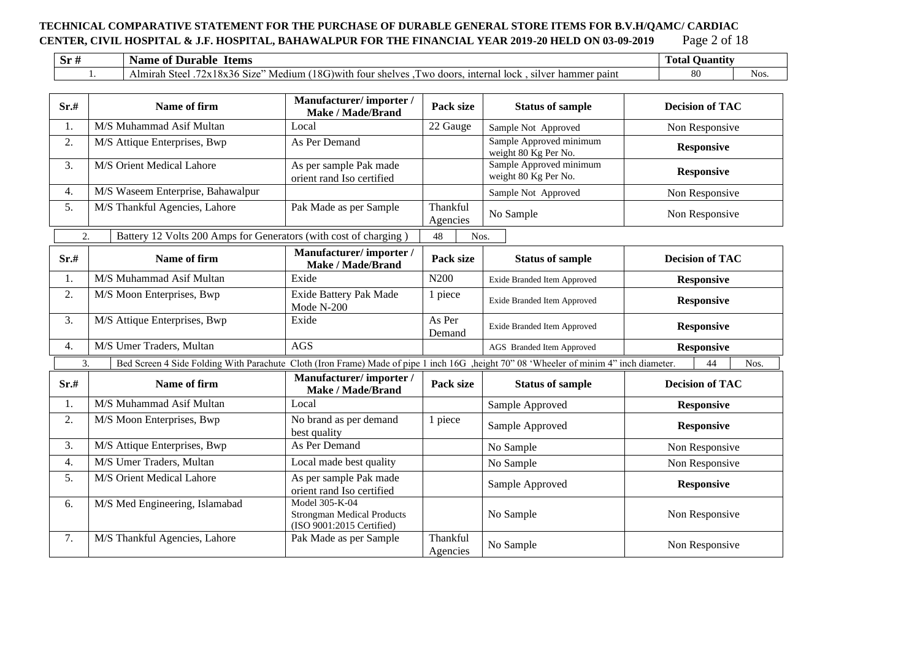**TECHNICAL COMPARATIVE STATEMENT FOR THE PURCHASE OF DURABLE GENERAL STORE ITEMS FOR B.V.H/QAMC/ CARDIAC CENTER, CIVIL HOSPITAL & J.F. HOSPITAL, BAHAWALPUR FOR THE FINANCIAL YEAR 2019-20 HELD ON 03-09-2019**

| Sr # | Name of Durable Items | Total Quantity | |
|---|---|---|---|
| 1. | Almirah Steel .72x18x36 Size" Medium (18G)with four shelves ,Two doors, internal lock , silver hammer paint | 80 | Nos. |

| Sr.# | Name of firm | Manufacturer/ importer / Make / Made/Brand | Pack size | Status of sample | Decision of TAC |
|---|---|---|---|---|---|
| 1. | M/S Muhammad Asif Multan | Local | 22 Gauge | Sample Not Approved | Non Responsive |
| 2. | M/S Attique Enterprises, Bwp | As Per Demand | | Sample Approved minimum weight 80 Kg Per No. | **Responsive** |
| 3. | M/S Orient Medical Lahore | As per sample Pak made orient rand Iso certified | | Sample Approved minimum weight 80 Kg Per No. | **Responsive** |
| 4. | M/S Waseem Enterprise, Bahawalpur | | | Sample Not Approved | Non Responsive |
| 5. | M/S Thankful Agencies, Lahore | Pak Made as per Sample | Thankful Agencies | No Sample | Non Responsive |

| Sr # | Name of Durable Items | Total Quantity | |
|---|---|---|---|
| 2. | Battery 12 Volts 200 Amps for Generators (with cost of charging ) | 48 | Nos. |

| Sr.# | Name of firm | Manufacturer/ importer / Make / Made/Brand | Pack size | Status of sample | Decision of TAC |
|---|---|---|---|---|---|
| 1. | M/S Muhammad Asif Multan | Exide | N200 | Exide Branded Item Approved | **Responsive** |
| 2. | M/S Moon Enterprises, Bwp | Exide Battery Pak Made Mode N-200 | 1 piece | Exide Branded Item Approved | **Responsive** |
| 3. | M/S Attique Enterprises, Bwp | Exide | As Per Demand | Exide Branded Item Approved | **Responsive** |
| 4. | M/S Umer Traders, Multan | AGS | | AGS Branded Item Approved | **Responsive** |

| Sr # | Name of Durable Items | Total Quantity | |
|---|---|---|---|
| 3. | Bed Screen 4 Side Folding With Parachute Cloth (Iron Frame) Made of pipe 1 inch 16G ,height 70" 08 'Wheeler of minim 4" inch diameter. | 44 | Nos. |

| Sr.# | Name of firm | Manufacturer/ importer / Make / Made/Brand | Pack size | Status of sample | Decision of TAC |
|---|---|---|---|---|---|
| 1. | M/S Muhammad Asif Multan | Local | | Sample Approved | **Responsive** |
| 2. | M/S Moon Enterprises, Bwp | No brand as per demand best quality | 1 piece | Sample Approved | **Responsive** |
| 3. | M/S Attique Enterprises, Bwp | As Per Demand | | No Sample | Non Responsive |
| 4. | M/S Umer Traders, Multan | Local made best quality | | No Sample | Non Responsive |
| 5. | M/S Orient Medical Lahore | As per sample Pak made orient rand Iso certified | | Sample Approved | **Responsive** |
| 6. | M/S Med Engineering, Islamabad | Model 305-K-04 Strongman Medical Products (ISO 9001:2015 Certified) | | No Sample | Non Responsive |
| 7. | M/S Thankful Agencies, Lahore | Pak Made as per Sample | Thankful Agencies | No Sample | Non Responsive |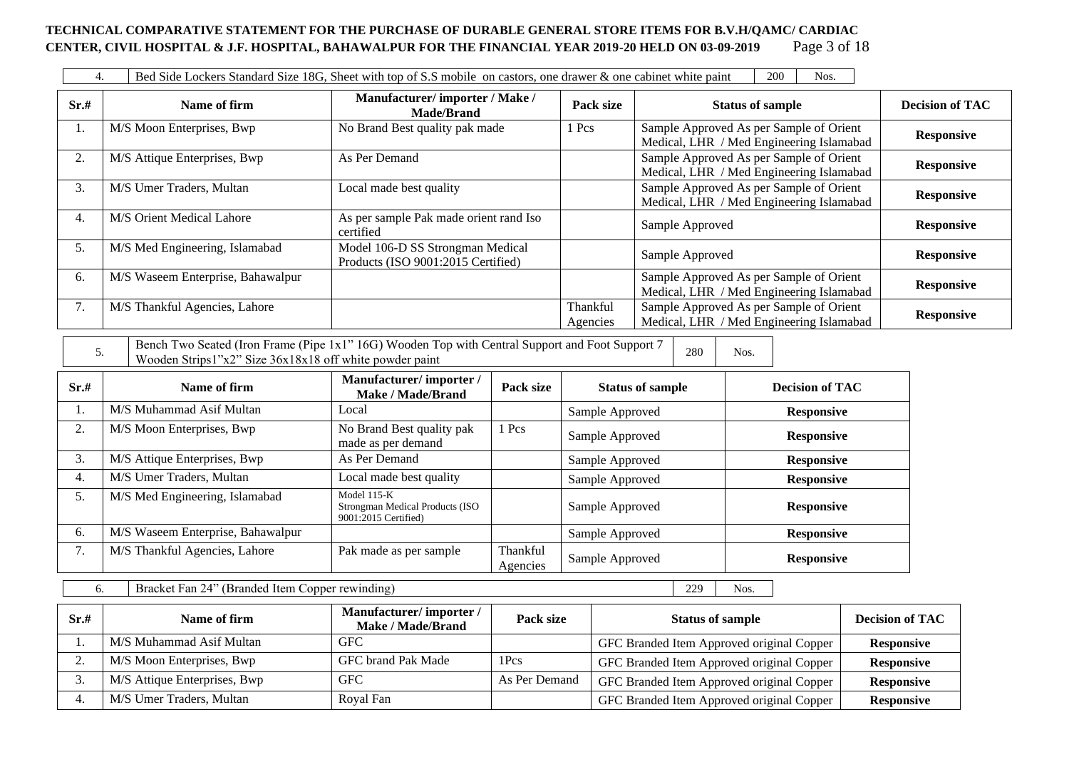| 4. | Bed Side Lockers Standard Size 18G, Sheet with top of S.S mobile on castors, one drawer & one cabinet white paint | 200 | Nos. |
|---|---|---|---|

| Sr.# | Name of firm | Manufacturer/ importer / Make / Made/Brand | Pack size | Status of sample | Decision of TAC |
|---|---|---|---|---|---|
| 1. | M/S Moon Enterprises, Bwp | No Brand Best quality pak made | 1 Pcs | Sample Approved As per Sample of Orient Medical, LHR / Med Engineering Islamabad | **Responsive** |
| 2. | M/S Attique Enterprises, Bwp | As Per Demand | | Sample Approved As per Sample of Orient Medical, LHR / Med Engineering Islamabad | **Responsive** |
| 3. | M/S Umer Traders, Multan | Local made best quality | | Sample Approved As per Sample of Orient Medical, LHR / Med Engineering Islamabad | **Responsive** |
| 4. | M/S Orient Medical Lahore | As per sample Pak made orient rand Iso certified | | Sample Approved | **Responsive** |
| 5. | M/S Med Engineering, Islamabad | Model 106-D SS Strongman Medical Products (ISO 9001:2015 Certified) | | Sample Approved | **Responsive** |
| 6. | M/S Waseem Enterprise, Bahawalpur | | | Sample Approved As per Sample of Orient Medical, LHR / Med Engineering Islamabad | **Responsive** |
| 7. | M/S Thankful Agencies, Lahore | | Thankful Agencies | Sample Approved As per Sample of Orient Medical, LHR / Med Engineering Islamabad | **Responsive** |

| 5. | Bench Two Seated (Iron Frame (Pipe 1x1" 16G) Wooden Top with Central Support and Foot Support 7 Wooden Strips1"x2" Size 36x18x18 off white powder paint | 280 | Nos. |
|---|---|---|---|

| Sr.# | Name of firm | Manufacturer/ importer / Make / Made/Brand | Pack size | Status of sample | Decision of TAC |
|---|---|---|---|---|---|
| 1. | M/S Muhammad Asif Multan | Local | | Sample Approved | **Responsive** |
| 2. | M/S Moon Enterprises, Bwp | No Brand Best quality pak made as per demand | 1 Pcs | Sample Approved | **Responsive** |
| 3. | M/S Attique Enterprises, Bwp | As Per Demand | | Sample Approved | **Responsive** |
| 4. | M/S Umer Traders, Multan | Local made best quality | | Sample Approved | **Responsive** |
| 5. | M/S Med Engineering, Islamabad | Model 115-K Strongman Medical Products (ISO 9001:2015 Certified) | | Sample Approved | **Responsive** |
| 6. | M/S Waseem Enterprise, Bahawalpur | | | Sample Approved | **Responsive** |
| 7. | M/S Thankful Agencies, Lahore | Pak made as per sample | Thankful Agencies | Sample Approved | **Responsive** |

| 6. | Bracket Fan 24" (Branded Item Copper rewinding) | 229 | Nos. |
|---|---|---|---|

| Sr.# | Name of firm | Manufacturer/ importer / Make / Made/Brand | Pack size | Status of sample | Decision of TAC |
|---|---|---|---|---|---|
| 1. | M/S Muhammad Asif Multan | GFC | | GFC Branded Item Approved original Copper | **Responsive** |
| 2. | M/S Moon Enterprises, Bwp | GFC brand Pak Made | 1Pcs | GFC Branded Item Approved original Copper | **Responsive** |
| 3. | M/S Attique Enterprises, Bwp | GFC | As Per Demand | GFC Branded Item Approved original Copper | **Responsive** |
| 4. | M/S Umer Traders, Multan | Royal Fan | | GFC Branded Item Approved original Copper | **Responsive** |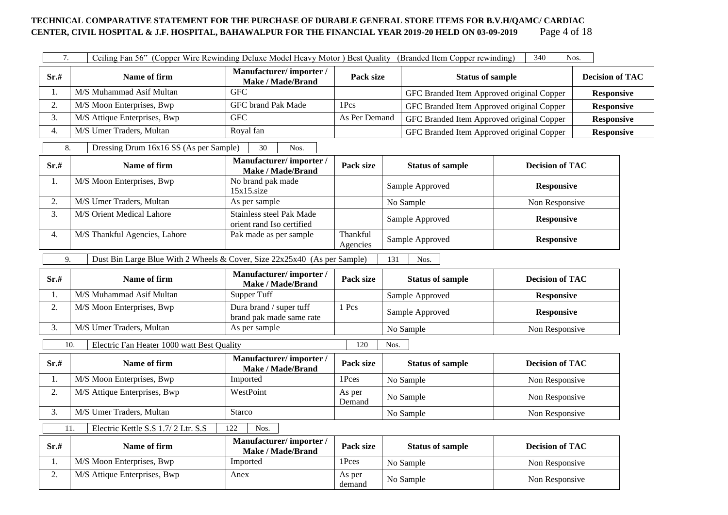**TECHNICAL COMPARATIVE STATEMENT FOR THE PURCHASE OF DURABLE GENERAL STORE ITEMS FOR B.V.H/QAMC/ CARDIAC CENTER, CIVIL HOSPITAL & J.F. HOSPITAL, BAHAWALPUR FOR THE FINANCIAL YEAR 2019-20 HELD ON 03-09-2019**

| 7. | Ceiling Fan 56" (Copper Wire Rewinding Deluxe Model Heavy Motor ) Best Quality (Branded Item Copper rewinding) | 340 | Nos. |
|---|---|---|---|

| Sr.# | Name of firm | Manufacturer/ importer / Make / Made/Brand | Pack size | Status of sample | Decision of TAC |
|---|---|---|---|---|---|
| 1. | M/S Muhammad Asif Multan | GFC | | GFC Branded Item Approved original Copper | **Responsive** |
| 2. | M/S Moon Enterprises, Bwp | GFC brand Pak Made | 1Pcs | GFC Branded Item Approved original Copper | **Responsive** |
| 3. | M/S Attique Enterprises, Bwp | GFC | As Per Demand | GFC Branded Item Approved original Copper | **Responsive** |
| 4. | M/S Umer Traders, Multan | Royal fan | | GFC Branded Item Approved original Copper | **Responsive** |

| 8. | Dressing Drum 16x16 SS (As per Sample) | 30 | Nos. |
|---|---|---|---|

| Sr.# | Name of firm | Manufacturer/ importer / Make / Made/Brand | Pack size | Status of sample | Decision of TAC |
|---|---|---|---|---|---|
| 1. | M/S Moon Enterprises, Bwp | No brand pak made 15x15.size | | Sample Approved | **Responsive** |
| 2. | M/S Umer Traders, Multan | As per sample | | No Sample | Non Responsive |
| 3. | M/S Orient Medical Lahore | Stainless steel Pak Made orient rand Iso certified | | Sample Approved | **Responsive** |
| 4. | M/S Thankful Agencies, Lahore | Pak made as per sample | Thankful Agencies | Sample Approved | **Responsive** |

| 9. | Dust Bin Large Blue With 2 Wheels & Cover, Size 22x25x40 (As per Sample) | 131 | Nos. |
|---|---|---|---|

| Sr.# | Name of firm | Manufacturer/ importer / Make / Made/Brand | Pack size | Status of sample | Decision of TAC |
|---|---|---|---|---|---|
| 1. | M/S Muhammad Asif Multan | Supper Tuff | | Sample Approved | **Responsive** |
| 2. | M/S Moon Enterprises, Bwp | Dura brand / super tuff brand pak made same rate | 1 Pcs | Sample Approved | **Responsive** |
| 3. | M/S Umer Traders, Multan | As per sample | | No Sample | Non Responsive |

| 10. | Electric Fan Heater 1000 watt Best Quality | 120 | Nos. |
|---|---|---|---|

| Sr.# | Name of firm | Manufacturer/ importer / Make / Made/Brand | Pack size | Status of sample | Decision of TAC |
|---|---|---|---|---|---|
| 1. | M/S Moon Enterprises, Bwp | Imported | 1Pces | No Sample | Non Responsive |
| 2. | M/S Attique Enterprises, Bwp | WestPoint | As per Demand | No Sample | Non Responsive |
| 3. | M/S Umer Traders, Multan | Starco | | No Sample | Non Responsive |

| 11. | Electric Kettle S.S 1.7/ 2 Ltr. S.S | 122 | Nos. |
|---|---|---|---|

| Sr.# | Name of firm | Manufacturer/ importer / Make / Made/Brand | Pack size | Status of sample | Decision of TAC |
|---|---|---|---|---|---|
| 1. | M/S Moon Enterprises, Bwp | Imported | 1Pces | No Sample | Non Responsive |
| 2. | M/S Attique Enterprises, Bwp | Anex | As per demand | No Sample | Non Responsive |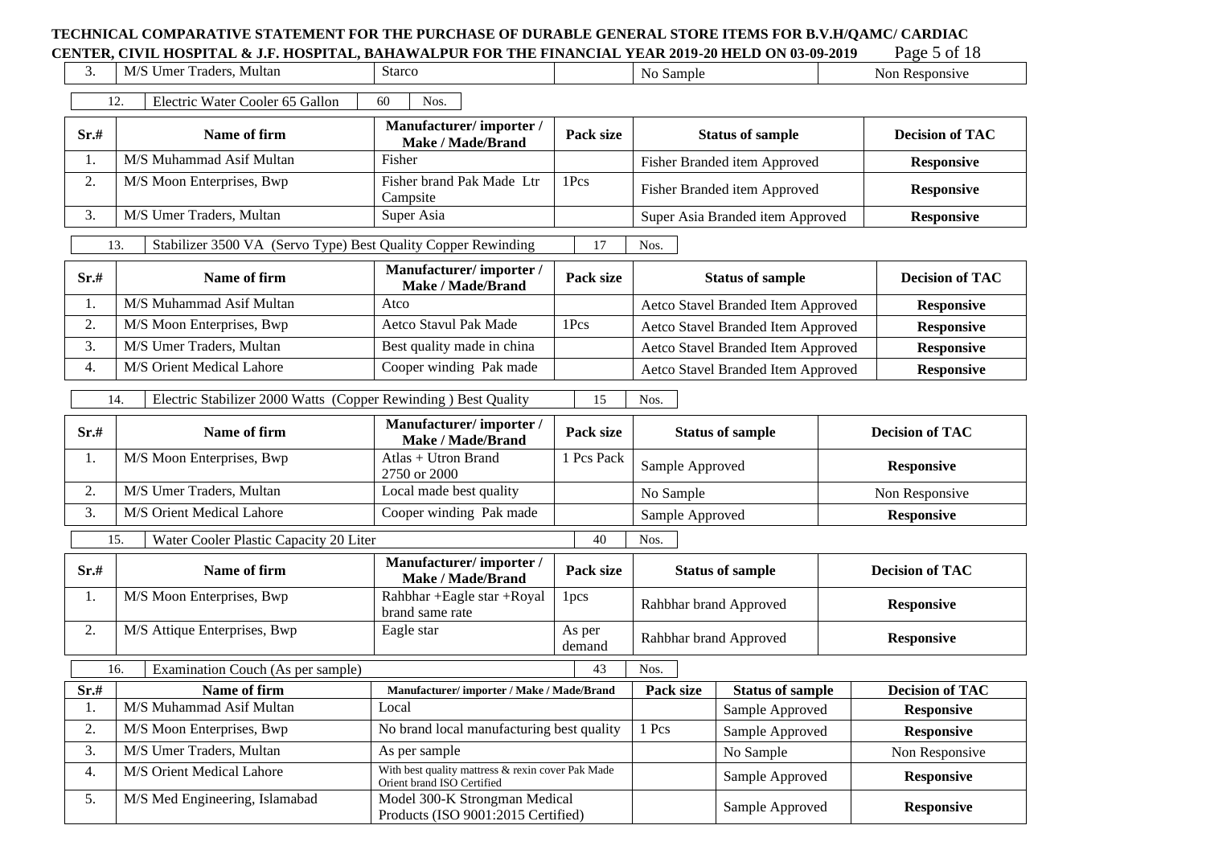**TECHNICAL COMPARATIVE STATEMENT FOR THE PURCHASE OF DURABLE GENERAL STORE ITEMS FOR B.V.H/QAMC/ CARDIAC CENTER, CIVIL HOSPITAL & J.F. HOSPITAL, BAHAWALPUR FOR THE FINANCIAL YEAR 2019-20 HELD ON 03-09-2019**

| 3. | M/S Umer Traders, Multan | Starco | | No Sample | Non Responsive |
|---|---|---|---|---|---|

| 12. | Electric Water Cooler 65 Gallon | 60 | Nos. |
|---|---|---|---|

| Sr.# | Name of firm | Manufacturer/ importer / Make / Made/Brand | Pack size | Status of sample | Decision of TAC |
|---|---|---|---|---|---|
| 1. | M/S Muhammad Asif Multan | Fisher | | Fisher Branded item Approved | **Responsive** |
| 2. | M/S Moon Enterprises, Bwp | Fisher brand Pak Made Ltr Campsite | 1Pcs | Fisher Branded item Approved | **Responsive** |
| 3. | M/S Umer Traders, Multan | Super Asia | | Super Asia Branded item Approved | **Responsive** |

| 13. | Stabilizer 3500 VA (Servo Type) Best Quality Copper Rewinding | 17 | Nos. |
|---|---|---|---|

| Sr.# | Name of firm | Manufacturer/ importer / Make / Made/Brand | Pack size | Status of sample | Decision of TAC |
|---|---|---|---|---|---|
| 1. | M/S Muhammad Asif Multan | Atco | | Aetco Stavel Branded Item Approved | **Responsive** |
| 2. | M/S Moon Enterprises, Bwp | Aetco Stavul Pak Made | 1Pcs | Aetco Stavel Branded Item Approved | **Responsive** |
| 3. | M/S Umer Traders, Multan | Best quality made in china | | Aetco Stavel Branded Item Approved | **Responsive** |
| 4. | M/S Orient Medical Lahore | Cooper winding Pak made | | Aetco Stavel Branded Item Approved | **Responsive** |

| 14. | Electric Stabilizer 2000 Watts (Copper Rewinding ) Best Quality | 15 | Nos. |
|---|---|---|---|

| Sr.# | Name of firm | Manufacturer/ importer / Make / Made/Brand | Pack size | Status of sample | Decision of TAC |
|---|---|---|---|---|---|
| 1. | M/S Moon Enterprises, Bwp | Atlas + Utron Brand 2750 or 2000 | 1 Pcs Pack | Sample Approved | **Responsive** |
| 2. | M/S Umer Traders, Multan | Local made best quality | | No Sample | Non Responsive |
| 3. | M/S Orient Medical Lahore | Cooper winding Pak made | | Sample Approved | **Responsive** |

| 15. | Water Cooler Plastic Capacity 20 Liter | 40 | Nos. |
|---|---|---|---|

| Sr.# | Name of firm | Manufacturer/ importer / Make / Made/Brand | Pack size | Status of sample | Decision of TAC |
|---|---|---|---|---|---|
| 1. | M/S Moon Enterprises, Bwp | Rahbhar +Eagle star +Royal brand same rate | 1pcs | Rahbhar brand Approved | **Responsive** |
| 2. | M/S Attique Enterprises, Bwp | Eagle star | As per demand | Rahbhar brand Approved | **Responsive** |

| 16. | Examination Couch (As per sample) | 43 | Nos. |
|---|---|---|---|

| Sr.# | Name of firm | Manufacturer/ importer / Make / Made/Brand | Pack size | Status of sample | Decision of TAC |
|---|---|---|---|---|---|
| 1. | M/S Muhammad Asif Multan | Local | | Sample Approved | **Responsive** |
| 2. | M/S Moon Enterprises, Bwp | No brand local manufacturing best quality | 1 Pcs | Sample Approved | **Responsive** |
| 3. | M/S Umer Traders, Multan | As per sample | | No Sample | Non Responsive |
| 4. | M/S Orient Medical Lahore | With best quality mattress & rexin cover Pak Made Orient brand ISO Certified | | Sample Approved | **Responsive** |
| 5. | M/S Med Engineering, Islamabad | Model 300-K Strongman Medical Products (ISO 9001:2015 Certified) | | Sample Approved | **Responsive** |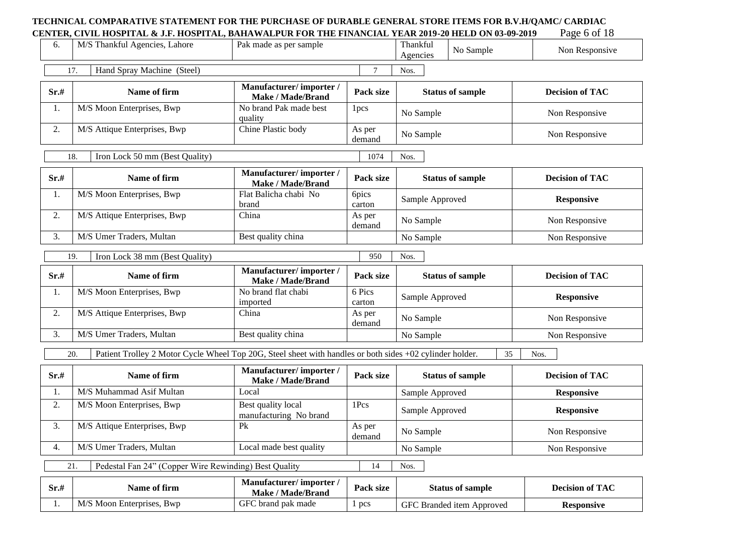# TECHNICAL COMPARATIVE STATEMENT FOR THE PURCHASE OF DURABLE GENERAL STORE ITEMS FOR B.V.H/QAMC/ CARDIAC CENTER, CIVIL HOSPITAL & J.F. HOSPITAL, BAHAWALPUR FOR THE FINANCIAL YEAR 2019-20 HELD ON 03-09-2019

| 6. | M/S Thankful Agencies, Lahore | Pak made as per sample | Thankful Agencies | No Sample | Non Responsive |
|---|---|---|---|---|---|

| 17. | Hand Spray Machine (Steel) | 7 | Nos. |
|---|---|---|---|

| Sr.# | Name of firm | Manufacturer/ importer / Make / Made/Brand | Pack size | Status of sample | Decision of TAC |
|---|---|---|---|---|---|
| 1. | M/S Moon Enterprises, Bwp | No brand Pak made best quality | 1pcs | No Sample | Non Responsive |
| 2. | M/S Attique Enterprises, Bwp | Chine Plastic body | As per demand | No Sample | Non Responsive |

| 18. | Iron Lock 50 mm (Best Quality) | 1074 | Nos. |
|---|---|---|---|

| Sr.# | Name of firm | Manufacturer/ importer / Make / Made/Brand | Pack size | Status of sample | Decision of TAC |
|---|---|---|---|---|---|
| 1. | M/S Moon Enterprises, Bwp | Flat Balicha chabi No brand | 6pics carton | Sample Approved | **Responsive** |
| 2. | M/S Attique Enterprises, Bwp | China | As per demand | No Sample | Non Responsive |
| 3. | M/S Umer Traders, Multan | Best quality china | | No Sample | Non Responsive |

| 19. | Iron Lock 38 mm (Best Quality) | 950 | Nos. |
|---|---|---|---|

| Sr.# | Name of firm | Manufacturer/ importer / Make / Made/Brand | Pack size | Status of sample | Decision of TAC |
|---|---|---|---|---|---|
| 1. | M/S Moon Enterprises, Bwp | No brand flat chabi imported | 6 Pics carton | Sample Approved | **Responsive** |
| 2. | M/S Attique Enterprises, Bwp | China | As per demand | No Sample | Non Responsive |
| 3. | M/S Umer Traders, Multan | Best quality china | | No Sample | Non Responsive |

| 20. | Patient Trolley 2 Motor Cycle Wheel Top 20G, Steel sheet with handles or both sides +02 cylinder holder. | 35 | Nos. |
|---|---|---|---|

| Sr.# | Name of firm | Manufacturer/ importer / Make / Made/Brand | Pack size | Status of sample | Decision of TAC |
|---|---|---|---|---|---|
| 1. | M/S Muhammad Asif Multan | Local | | Sample Approved | **Responsive** |
| 2. | M/S Moon Enterprises, Bwp | Best quality local manufacturing No brand | 1Pcs | Sample Approved | **Responsive** |
| 3. | M/S Attique Enterprises, Bwp | Pk | As per demand | No Sample | Non Responsive |
| 4. | M/S Umer Traders, Multan | Local made best quality | | No Sample | Non Responsive |

| 21. | Pedestal Fan 24" (Copper Wire Rewinding) Best Quality | 14 | Nos. |
|---|---|---|---|

| Sr.# | Name of firm | Manufacturer/ importer / Make / Made/Brand | Pack size | Status of sample | Decision of TAC |
|---|---|---|---|---|---|
| 1. | M/S Moon Enterprises, Bwp | GFC brand pak made | 1 pcs | GFC Branded item Approved | **Responsive** |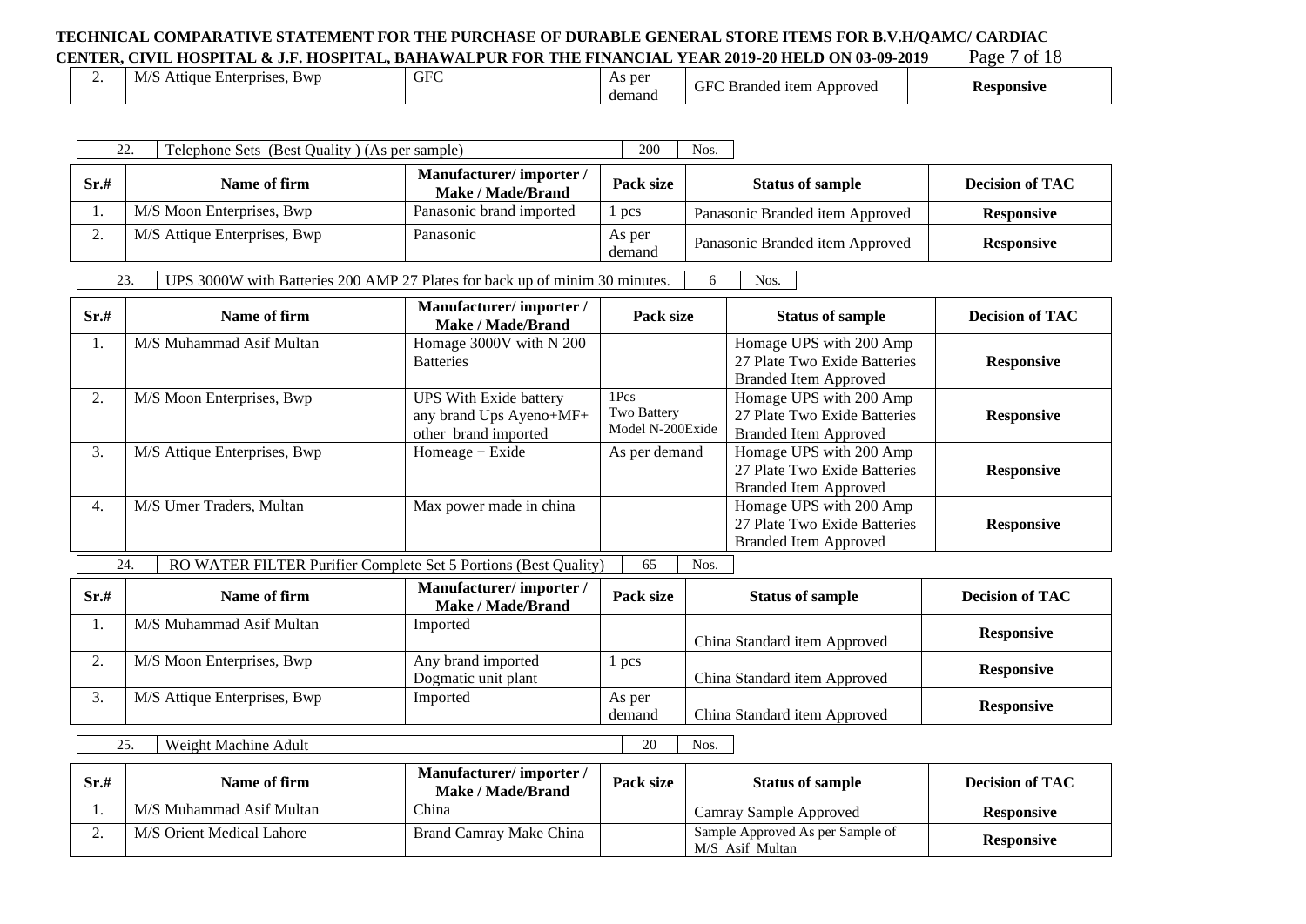| 2. | M/S Attique Enterprises, Bwp | GFC | As per demand | GFC Branded item Approved | **Responsive** |
|---|---|---|---|---|---|

| 22. | Telephone Sets (Best Quality ) (As per sample) | 200 | Nos. |
|---|---|---|---|

| Sr.# | Name of firm | Manufacturer/ importer / Make / Made/Brand | Pack size | Status of sample | Decision of TAC |
|---|---|---|---|---|---|
| 1. | M/S Moon Enterprises, Bwp | Panasonic brand imported | 1 pcs | Panasonic Branded item Approved | **Responsive** |
| 2. | M/S Attique Enterprises, Bwp | Panasonic | As per demand | Panasonic Branded item Approved | **Responsive** |

| 23. | UPS 3000W with Batteries 200 AMP 27 Plates for back up of minim 30 minutes. | 6 | Nos. |
|---|---|---|---|

| Sr.# | Name of firm | Manufacturer/ importer / Make / Made/Brand | Pack size | Status of sample | Decision of TAC |
|---|---|---|---|---|---|
| 1. | M/S Muhammad Asif Multan | Homage 3000V with N 200 Batteries | | Homage UPS with 200 Amp 27 Plate Two Exide Batteries Branded Item Approved | **Responsive** |
| 2. | M/S Moon Enterprises, Bwp | UPS With Exide battery any brand Ups Ayeno+MF+ other brand imported | 1Pcs Two Battery Model N-200Exide | Homage UPS with 200 Amp 27 Plate Two Exide Batteries Branded Item Approved | **Responsive** |
| 3. | M/S Attique Enterprises, Bwp | Homeage + Exide | As per demand | Homage UPS with 200 Amp 27 Plate Two Exide Batteries Branded Item Approved | **Responsive** |
| 4. | M/S Umer Traders, Multan | Max power made in china | | Homage UPS with 200 Amp 27 Plate Two Exide Batteries Branded Item Approved | **Responsive** |

| 24. | RO WATER FILTER Purifier Complete Set 5 Portions (Best Quality) | 65 | Nos. |
|---|---|---|---|

| Sr.# | Name of firm | Manufacturer/ importer / Make / Made/Brand | Pack size | Status of sample | Decision of TAC |
|---|---|---|---|---|---|
| 1. | M/S Muhammad Asif Multan | Imported | | China Standard item Approved | **Responsive** |
| 2. | M/S Moon Enterprises, Bwp | Any brand imported Dogmatic unit plant | 1 pcs | China Standard item Approved | **Responsive** |
| 3. | M/S Attique Enterprises, Bwp | Imported | As per demand | China Standard item Approved | **Responsive** |

| 25. | Weight Machine Adult | 20 | Nos. |
|---|---|---|---|

| Sr.# | Name of firm | Manufacturer/ importer / Make / Made/Brand | Pack size | Status of sample | Decision of TAC |
|---|---|---|---|---|---|
| 1. | M/S Muhammad Asif Multan | China | | Camray Sample Approved | **Responsive** |
| 2. | M/S Orient Medical Lahore | Brand Camray Make China | | Sample Approved As per Sample of M/S Asif Multan | **Responsive** |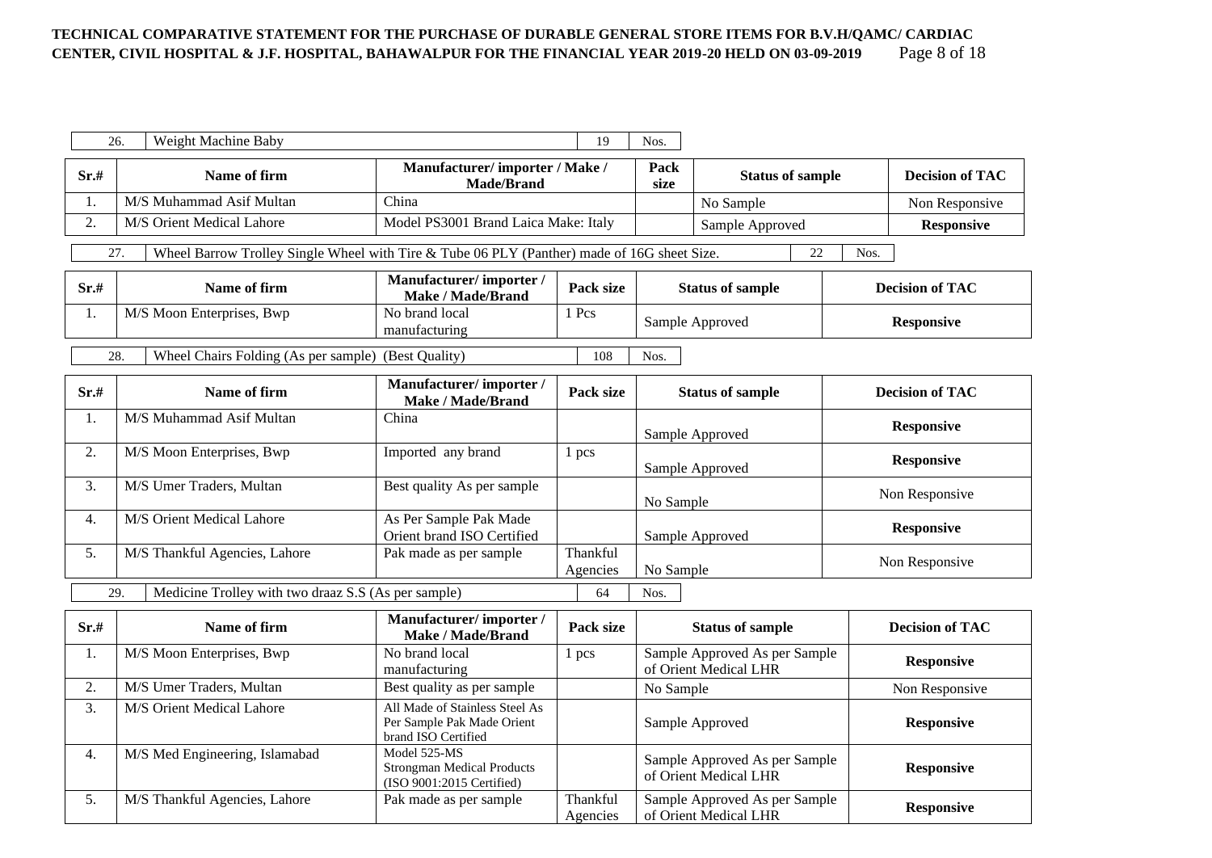| 26. | Weight Machine Baby | 19 | Nos. |
|---|---|---|---|

| Sr.# | Name of firm | Manufacturer/ importer / Make / Made/Brand | Pack size | Status of sample | Decision of TAC |
|---|---|---|---|---|---|
| 1. | M/S Muhammad Asif Multan | China | | No Sample | Non Responsive |
| 2. | M/S Orient Medical Lahore | Model PS3001 Brand Laica Make: Italy | | Sample Approved | **Responsive** |

| 27. | Wheel Barrow Trolley Single Wheel with Tire & Tube 06 PLY (Panther) made of 16G sheet Size. | 22 | Nos. |
|---|---|---|---|

| Sr.# | Name of firm | Manufacturer/ importer / Make / Made/Brand | Pack size | Status of sample | Decision of TAC |
|---|---|---|---|---|---|
| 1. | M/S Moon Enterprises, Bwp | No brand local manufacturing | 1 Pcs | Sample Approved | **Responsive** |

| 28. | Wheel Chairs Folding (As per sample) (Best Quality) | 108 | Nos. |
|---|---|---|---|

| Sr.# | Name of firm | Manufacturer/ importer / Make / Made/Brand | Pack size | Status of sample | Decision of TAC |
|---|---|---|---|---|---|
| 1. | M/S Muhammad Asif Multan | China | | Sample Approved | **Responsive** |
| 2. | M/S Moon Enterprises, Bwp | Imported any brand | 1 pcs | Sample Approved | **Responsive** |
| 3. | M/S Umer Traders, Multan | Best quality As per sample | | No Sample | Non Responsive |
| 4. | M/S Orient Medical Lahore | As Per Sample Pak Made Orient brand ISO Certified | | Sample Approved | **Responsive** |
| 5. | M/S Thankful Agencies, Lahore | Pak made as per sample | Thankful Agencies | No Sample | Non Responsive |

| 29. | Medicine Trolley with two draaz S.S (As per sample) | 64 | Nos. |
|---|---|---|---|

| Sr.# | Name of firm | Manufacturer/ importer / Make / Made/Brand | Pack size | Status of sample | Decision of TAC |
|---|---|---|---|---|---|
| 1. | M/S Moon Enterprises, Bwp | No brand local manufacturing | 1 pcs | Sample Approved As per Sample of Orient Medical LHR | **Responsive** |
| 2. | M/S Umer Traders, Multan | Best quality as per sample | | No Sample | Non Responsive |
| 3. | M/S Orient Medical Lahore | All Made of Stainless Steel As Per Sample Pak Made Orient brand ISO Certified | | Sample Approved | **Responsive** |
| 4. | M/S Med Engineering, Islamabad | Model 525-MS Strongman Medical Products (ISO 9001:2015 Certified) | | Sample Approved As per Sample of Orient Medical LHR | **Responsive** |
| 5. | M/S Thankful Agencies, Lahore | Pak made as per sample | Thankful Agencies | Sample Approved As per Sample of Orient Medical LHR | **Responsive** |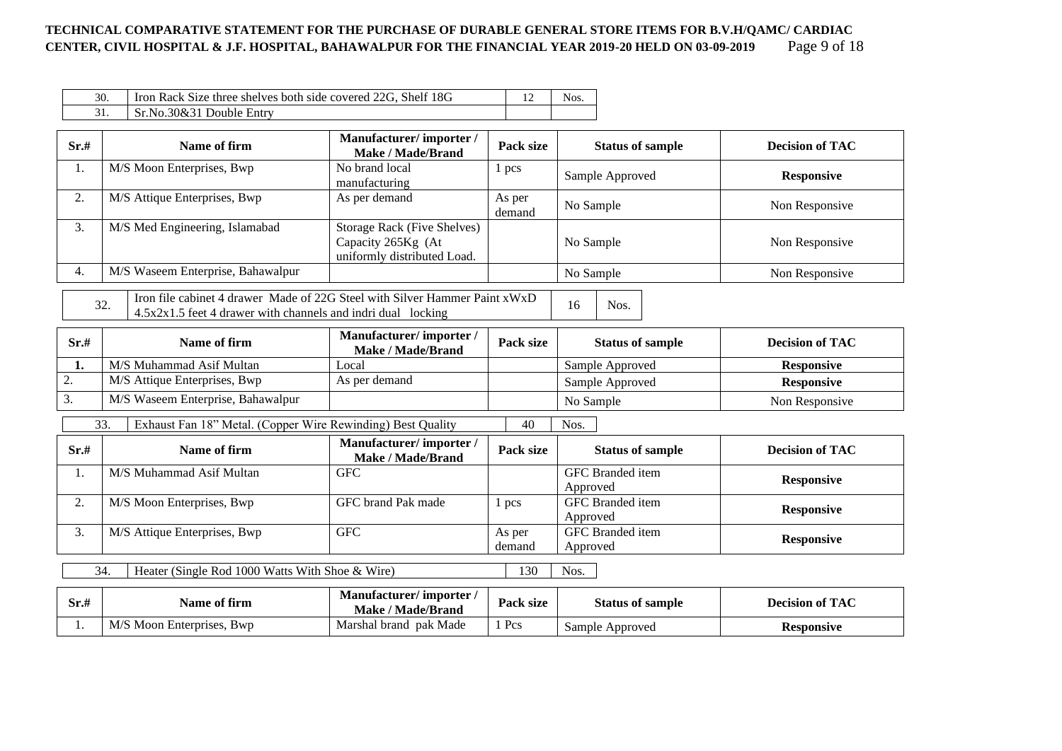| 30. | Iron Rack Size three shelves both side covered 22G, Shelf 18G | 12 | Nos. |
|---|---|---|---|
| 31. | Sr.No.30&31 Double Entry | | |

| Sr.# | Name of firm | Manufacturer/ importer / Make / Made/Brand | Pack size | Status of sample | Decision of TAC |
|---|---|---|---|---|---|
| 1. | M/S Moon Enterprises, Bwp | No brand local manufacturing | 1 pcs | Sample Approved | **Responsive** |
| 2. | M/S Attique Enterprises, Bwp | As per demand | As per demand | No Sample | Non Responsive |
| 3. | M/S Med Engineering, Islamabad | Storage Rack (Five Shelves) Capacity 265Kg (At uniformly distributed Load. | | No Sample | Non Responsive |
| 4. | M/S Waseem Enterprise, Bahawalpur | | | No Sample | Non Responsive |

| 32. | Iron file cabinet 4 drawer Made of 22G Steel with Silver Hammer Paint xWxD 4.5x2x1.5 feet 4 drawer with channels and indri dual locking | 16 | Nos. |
|---|---|---|---|

| Sr.# | Name of firm | Manufacturer/ importer / Make / Made/Brand | Pack size | Status of sample | Decision of TAC |
|---|---|---|---|---|---|
| **1.** | M/S Muhammad Asif Multan | Local | | Sample Approved | **Responsive** |
| 2. | M/S Attique Enterprises, Bwp | As per demand | | Sample Approved | **Responsive** |
| 3. | M/S Waseem Enterprise, Bahawalpur | | | No Sample | Non Responsive |

| 33. | Exhaust Fan 18" Metal. (Copper Wire Rewinding) Best Quality | 40 | Nos. |
|---|---|---|---|

| Sr.# | Name of firm | Manufacturer/ importer / Make / Made/Brand | Pack size | Status of sample | Decision of TAC |
|---|---|---|---|---|---|
| 1. | M/S Muhammad Asif Multan | GFC | | GFC Branded item Approved | **Responsive** |
| 2. | M/S Moon Enterprises, Bwp | GFC brand Pak made | 1 pcs | GFC Branded item Approved | **Responsive** |
| 3. | M/S Attique Enterprises, Bwp | GFC | As per demand | GFC Branded item Approved | **Responsive** |

| 34. | Heater (Single Rod 1000 Watts With Shoe & Wire) | 130 | Nos. |
|---|---|---|---|

| Sr.# | Name of firm | Manufacturer/ importer / Make / Made/Brand | Pack size | Status of sample | Decision of TAC |
|---|---|---|---|---|---|
| 1. | M/S Moon Enterprises, Bwp | Marshal brand pak Made | 1 Pcs | Sample Approved | **Responsive** |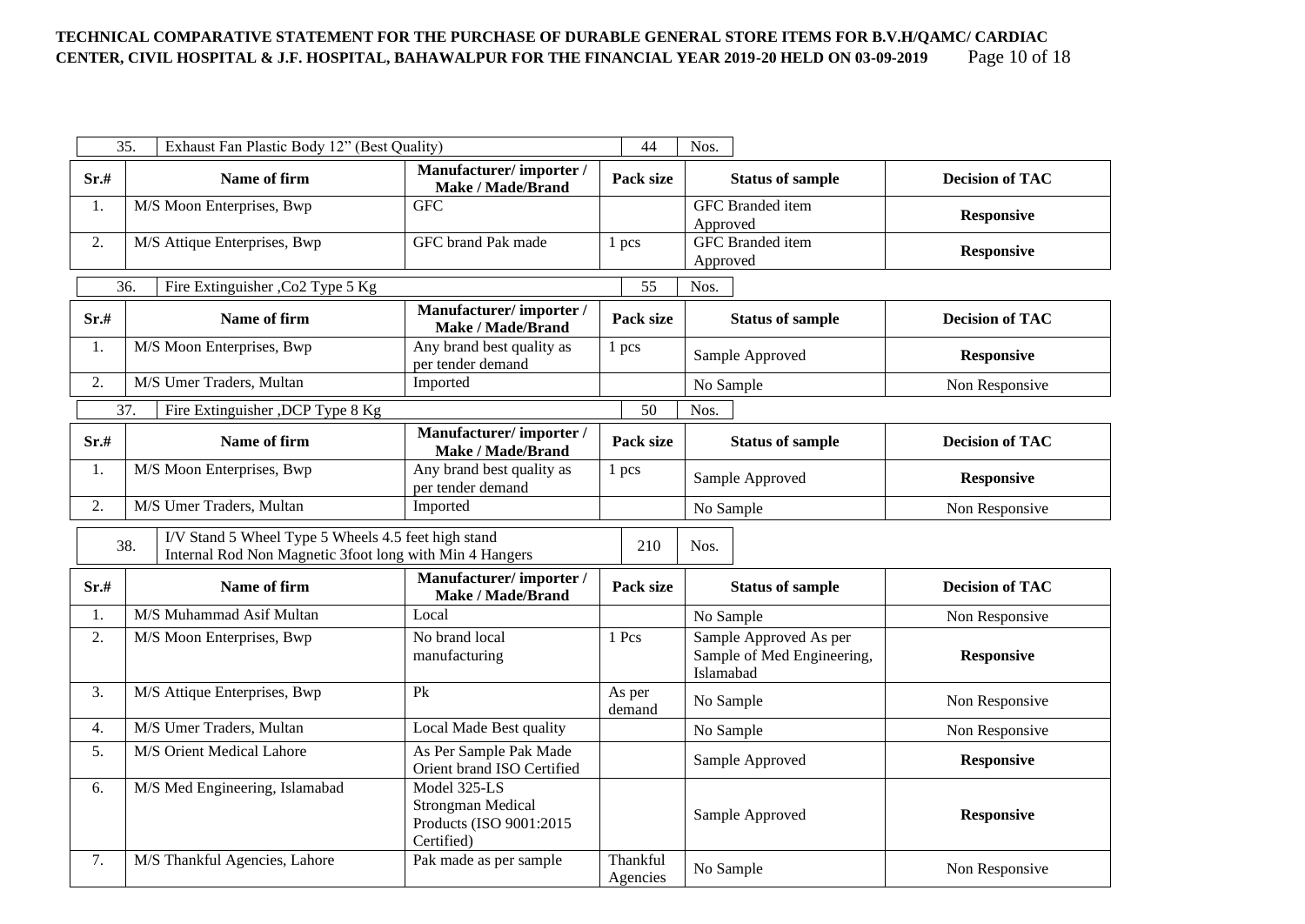**TECHNICAL COMPARATIVE STATEMENT FOR THE PURCHASE OF DURABLE GENERAL STORE ITEMS FOR B.V.H/QAMC/ CARDIAC CENTER, CIVIL HOSPITAL & J.F. HOSPITAL, BAHAWALPUR FOR THE FINANCIAL YEAR 2019-20 HELD ON 03-09-2019**

| 35. | Exhaust Fan Plastic Body 12" (Best Quality) | 44 | Nos. |
|---|---|---|---|

| Sr.# | Name of firm | Manufacturer/ importer / Make / Made/Brand | Pack size | Status of sample | Decision of TAC |
|---|---|---|---|---|---|
| 1. | M/S Moon Enterprises, Bwp | GFC | | GFC Branded item Approved | **Responsive** |
| 2. | M/S Attique Enterprises, Bwp | GFC brand Pak made | 1 pcs | GFC Branded item Approved | **Responsive** |

| 36. | Fire Extinguisher ,Co2 Type 5 Kg | 55 | Nos. |
|---|---|---|---|

| Sr.# | Name of firm | Manufacturer/ importer / Make / Made/Brand | Pack size | Status of sample | Decision of TAC |
|---|---|---|---|---|---|
| 1. | M/S Moon Enterprises, Bwp | Any brand best quality as per tender demand | 1 pcs | Sample Approved | **Responsive** |
| 2. | M/S Umer Traders, Multan | Imported | | No Sample | Non Responsive |

| 37. | Fire Extinguisher ,DCP Type 8 Kg | 50 | Nos. |
|---|---|---|---|

| Sr.# | Name of firm | Manufacturer/ importer / Make / Made/Brand | Pack size | Status of sample | Decision of TAC |
|---|---|---|---|---|---|
| 1. | M/S Moon Enterprises, Bwp | Any brand best quality as per tender demand | 1 pcs | Sample Approved | **Responsive** |
| 2. | M/S Umer Traders, Multan | Imported | | No Sample | Non Responsive |

| 38. | I/V Stand 5 Wheel Type 5 Wheels 4.5 feet high stand Internal Rod Non Magnetic 3foot long with Min 4 Hangers | 210 | Nos. |
|---|---|---|---|

| Sr.# | Name of firm | Manufacturer/ importer / Make / Made/Brand | Pack size | Status of sample | Decision of TAC |
|---|---|---|---|---|---|
| 1. | M/S Muhammad Asif Multan | Local | | No Sample | Non Responsive |
| 2. | M/S Moon Enterprises, Bwp | No brand local manufacturing | 1 Pcs | Sample Approved As per Sample of Med Engineering, Islamabad | **Responsive** |
| 3. | M/S Attique Enterprises, Bwp | Pk | As per demand | No Sample | Non Responsive |
| 4. | M/S Umer Traders, Multan | Local Made Best quality | | No Sample | Non Responsive |
| 5. | M/S Orient Medical Lahore | As Per Sample Pak Made Orient brand ISO Certified | | Sample Approved | **Responsive** |
| 6. | M/S Med Engineering, Islamabad | Model 325-LS Strongman Medical Products (ISO 9001:2015 Certified) | | Sample Approved | **Responsive** |
| 7. | M/S Thankful Agencies, Lahore | Pak made as per sample | Thankful Agencies | No Sample | Non Responsive |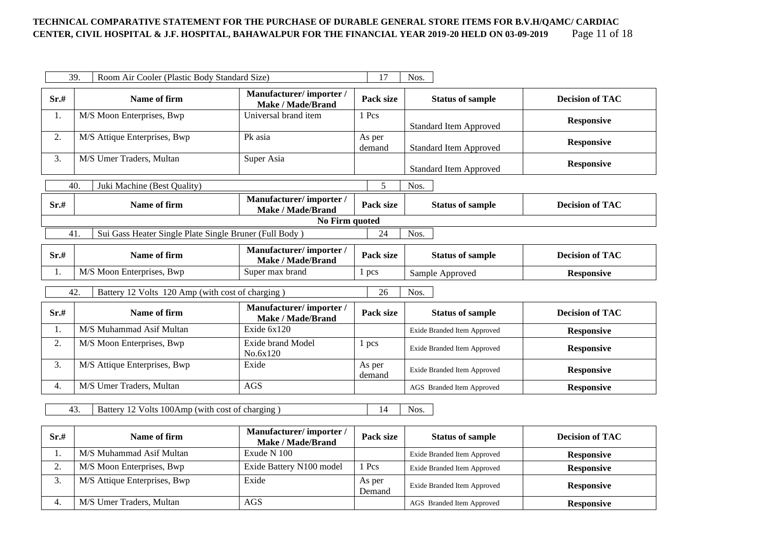| 39. | Room Air Cooler (Plastic Body Standard Size) | 17 | Nos. |
|---|---|---|---|

| Sr.# | Name of firm | Manufacturer/ importer / Make / Made/Brand | Pack size | Status of sample | Decision of TAC |
|---|---|---|---|---|---|
| 1. | M/S Moon Enterprises, Bwp | Universal brand item | 1 Pcs | Standard Item Approved | **Responsive** |
| 2. | M/S Attique Enterprises, Bwp | Pk asia | As per demand | Standard Item Approved | **Responsive** |
| 3. | M/S Umer Traders, Multan | Super Asia | | Standard Item Approved | **Responsive** |

| 40. | Juki Machine (Best Quality) | 5 | Nos. |
|---|---|---|---|

| Sr.# | Name of firm | Manufacturer/ importer / Make / Made/Brand | Pack size | Status of sample | Decision of TAC |
|---|---|---|---|---|---|
| | | **No Firm quoted** | | | |

| 41. | Sui Gass Heater Single Plate Single Bruner (Full Body ) | 24 | Nos. |
|---|---|---|---|

| Sr.# | Name of firm | Manufacturer/ importer / Make / Made/Brand | Pack size | Status of sample | Decision of TAC |
|---|---|---|---|---|---|
| 1. | M/S Moon Enterprises, Bwp | Super max brand | 1 pcs | Sample Approved | **Responsive** |

| 42. | Battery 12 Volts 120 Amp (with cost of charging ) | 26 | Nos. |
|---|---|---|---|

| Sr.# | Name of firm | Manufacturer/ importer / Make / Made/Brand | Pack size | Status of sample | Decision of TAC |
|---|---|---|---|---|---|
| 1. | M/S Muhammad Asif Multan | Exide 6x120 | | Exide Branded Item Approved | **Responsive** |
| 2. | M/S Moon Enterprises, Bwp | Exide brand Model No.6x120 | 1 pcs | Exide Branded Item Approved | **Responsive** |
| 3. | M/S Attique Enterprises, Bwp | Exide | As per demand | Exide Branded Item Approved | **Responsive** |
| 4. | M/S Umer Traders, Multan | AGS | | AGS Branded Item Approved | **Responsive** |

| 43. | Battery 12 Volts 100Amp (with cost of charging ) | 14 | Nos. |
|---|---|---|---|

| Sr.# | Name of firm | Manufacturer/ importer / Make / Made/Brand | Pack size | Status of sample | Decision of TAC |
|---|---|---|---|---|---|
| 1. | M/S Muhammad Asif Multan | Exude N 100 | | Exide Branded Item Approved | **Responsive** |
| 2. | M/S Moon Enterprises, Bwp | Exide Battery N100 model | 1 Pcs | Exide Branded Item Approved | **Responsive** |
| 3. | M/S Attique Enterprises, Bwp | Exide | As per Demand | Exide Branded Item Approved | **Responsive** |
| 4. | M/S Umer Traders, Multan | AGS | | AGS Branded Item Approved | **Responsive** |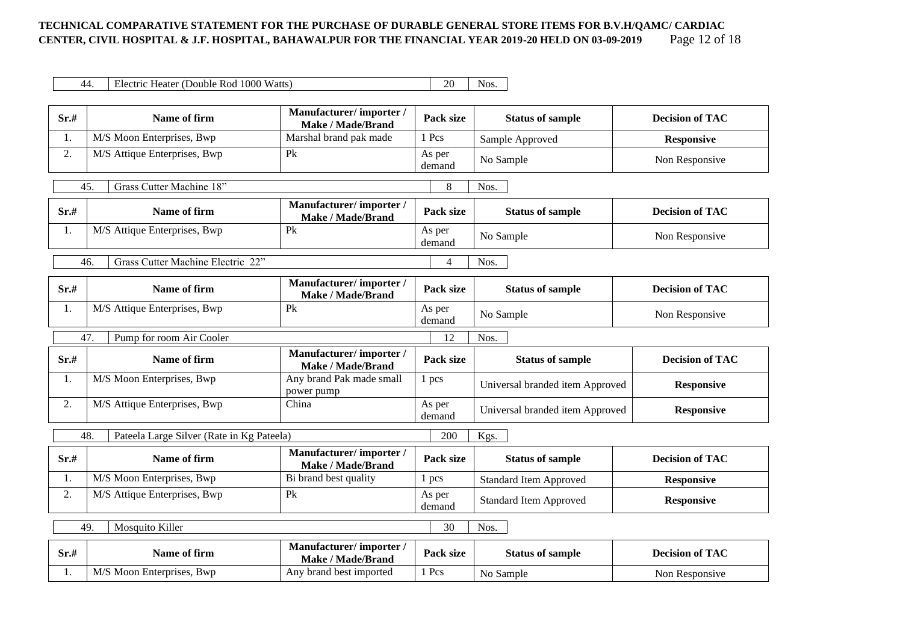| 44. | Electric Heater (Double Rod 1000 Watts) | 20 | Nos. |
|---|---|---|---|

| Sr.# | Name of firm | Manufacturer/ importer / Make / Made/Brand | Pack size | Status of sample | Decision of TAC |
|---|---|---|---|---|---|
| 1. | M/S Moon Enterprises, Bwp | Marshal brand pak made | 1 Pcs | Sample Approved | **Responsive** |
| 2. | M/S Attique Enterprises, Bwp | Pk | As per demand | No Sample | Non Responsive |

| 45. | Grass Cutter Machine 18" | 8 | Nos. |
|---|---|---|---|

| Sr.# | Name of firm | Manufacturer/ importer / Make / Made/Brand | Pack size | Status of sample | Decision of TAC |
|---|---|---|---|---|---|
| 1. | M/S Attique Enterprises, Bwp | Pk | As per demand | No Sample | Non Responsive |

| 46. | Grass Cutter Machine Electric 22" | 4 | Nos. |
|---|---|---|---|

| Sr.# | Name of firm | Manufacturer/ importer / Make / Made/Brand | Pack size | Status of sample | Decision of TAC |
|---|---|---|---|---|---|
| 1. | M/S Attique Enterprises, Bwp | Pk | As per demand | No Sample | Non Responsive |

| 47. | Pump for room Air Cooler | 12 | Nos. |
|---|---|---|---|

| Sr.# | Name of firm | Manufacturer/ importer / Make / Made/Brand | Pack size | Status of sample | Decision of TAC |
|---|---|---|---|---|---|
| 1. | M/S Moon Enterprises, Bwp | Any brand Pak made small power pump | 1 pcs | Universal branded item Approved | **Responsive** |
| 2. | M/S Attique Enterprises, Bwp | China | As per demand | Universal branded item Approved | **Responsive** |

| 48. | Pateela Large Silver (Rate in Kg Pateela) | 200 | Kgs. |
|---|---|---|---|

| Sr.# | Name of firm | Manufacturer/ importer / Make / Made/Brand | Pack size | Status of sample | Decision of TAC |
|---|---|---|---|---|---|
| 1. | M/S Moon Enterprises, Bwp | Bi brand best quality | 1 pcs | Standard Item Approved | **Responsive** |
| 2. | M/S Attique Enterprises, Bwp | Pk | As per demand | Standard Item Approved | **Responsive** |

| 49. | Mosquito Killer | 30 | Nos. |
|---|---|---|---|

| Sr.# | Name of firm | Manufacturer/ importer / Make / Made/Brand | Pack size | Status of sample | Decision of TAC |
|---|---|---|---|---|---|
| 1. | M/S Moon Enterprises, Bwp | Any brand best imported | 1 Pcs | No Sample | Non Responsive |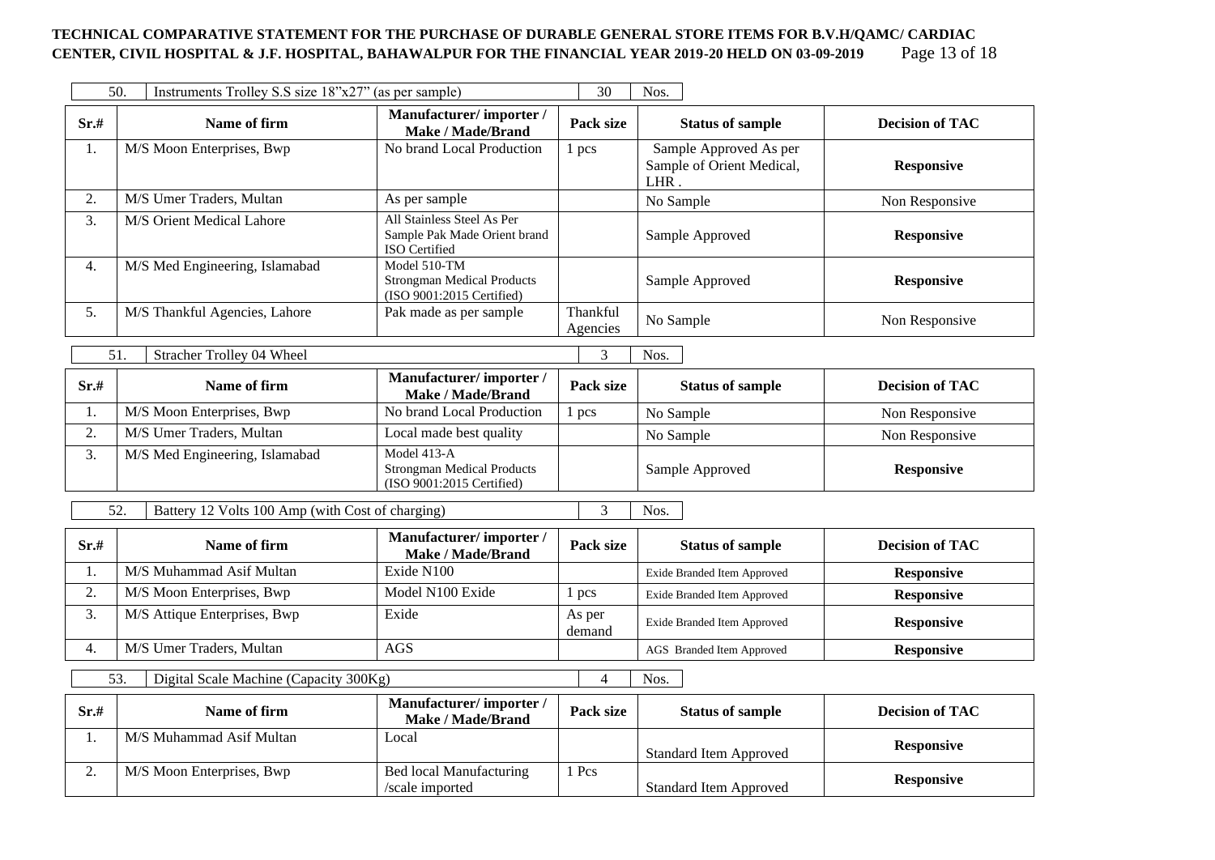**TECHNICAL COMPARATIVE STATEMENT FOR THE PURCHASE OF DURABLE GENERAL STORE ITEMS FOR B.V.H/QAMC/ CARDIAC CENTER, CIVIL HOSPITAL & J.F. HOSPITAL, BAHAWALPUR FOR THE FINANCIAL YEAR 2019-20 HELD ON 03-09-2019**

| 50. | Instruments Trolley S.S size 18"x27" (as per sample) | 30 | Nos. |
|---|---|---|---|

| Sr.# | Name of firm | Manufacturer/ importer / Make / Made/Brand | Pack size | Status of sample | Decision of TAC |
|---|---|---|---|---|---|
| 1. | M/S Moon Enterprises, Bwp | No brand Local Production | 1 pcs | Sample Approved As per Sample of Orient Medical, LHR . | **Responsive** |
| 2. | M/S Umer Traders, Multan | As per sample | | No Sample | Non Responsive |
| 3. | M/S Orient Medical Lahore | All Stainless Steel As Per Sample Pak Made Orient brand ISO Certified | | Sample Approved | **Responsive** |
| 4. | M/S Med Engineering, Islamabad | Model 510-TM Strongman Medical Products (ISO 9001:2015 Certified) | | Sample Approved | **Responsive** |
| 5. | M/S Thankful Agencies, Lahore | Pak made as per sample | Thankful Agencies | No Sample | Non Responsive |

| 51. | Stracher Trolley 04 Wheel | 3 | Nos. |
|---|---|---|---|

| Sr.# | Name of firm | Manufacturer/ importer / Make / Made/Brand | Pack size | Status of sample | Decision of TAC |
|---|---|---|---|---|---|
| 1. | M/S Moon Enterprises, Bwp | No brand Local Production | 1 pcs | No Sample | Non Responsive |
| 2. | M/S Umer Traders, Multan | Local made best quality | | No Sample | Non Responsive |
| 3. | M/S Med Engineering, Islamabad | Model 413-A Strongman Medical Products (ISO 9001:2015 Certified) | | Sample Approved | **Responsive** |

| 52. | Battery 12 Volts 100 Amp (with Cost of charging) | 3 | Nos. |
|---|---|---|---|

| Sr.# | Name of firm | Manufacturer/ importer / Make / Made/Brand | Pack size | Status of sample | Decision of TAC |
|---|---|---|---|---|---|
| 1. | M/S Muhammad Asif Multan | Exide N100 | | Exide Branded Item Approved | **Responsive** |
| 2. | M/S Moon Enterprises, Bwp | Model N100 Exide | 1 pcs | Exide Branded Item Approved | **Responsive** |
| 3. | M/S Attique Enterprises, Bwp | Exide | As per demand | Exide Branded Item Approved | **Responsive** |
| 4. | M/S Umer Traders, Multan | AGS | | AGS Branded Item Approved | **Responsive** |

| 53. | Digital Scale Machine (Capacity 300Kg) | 4 | Nos. |
|---|---|---|---|

| Sr.# | Name of firm | Manufacturer/ importer / Make / Made/Brand | Pack size | Status of sample | Decision of TAC |
|---|---|---|---|---|---|
| 1. | M/S Muhammad Asif Multan | Local | | Standard Item Approved | **Responsive** |
| 2. | M/S Moon Enterprises, Bwp | Bed local Manufacturing /scale imported | 1 Pcs | Standard Item Approved | **Responsive** |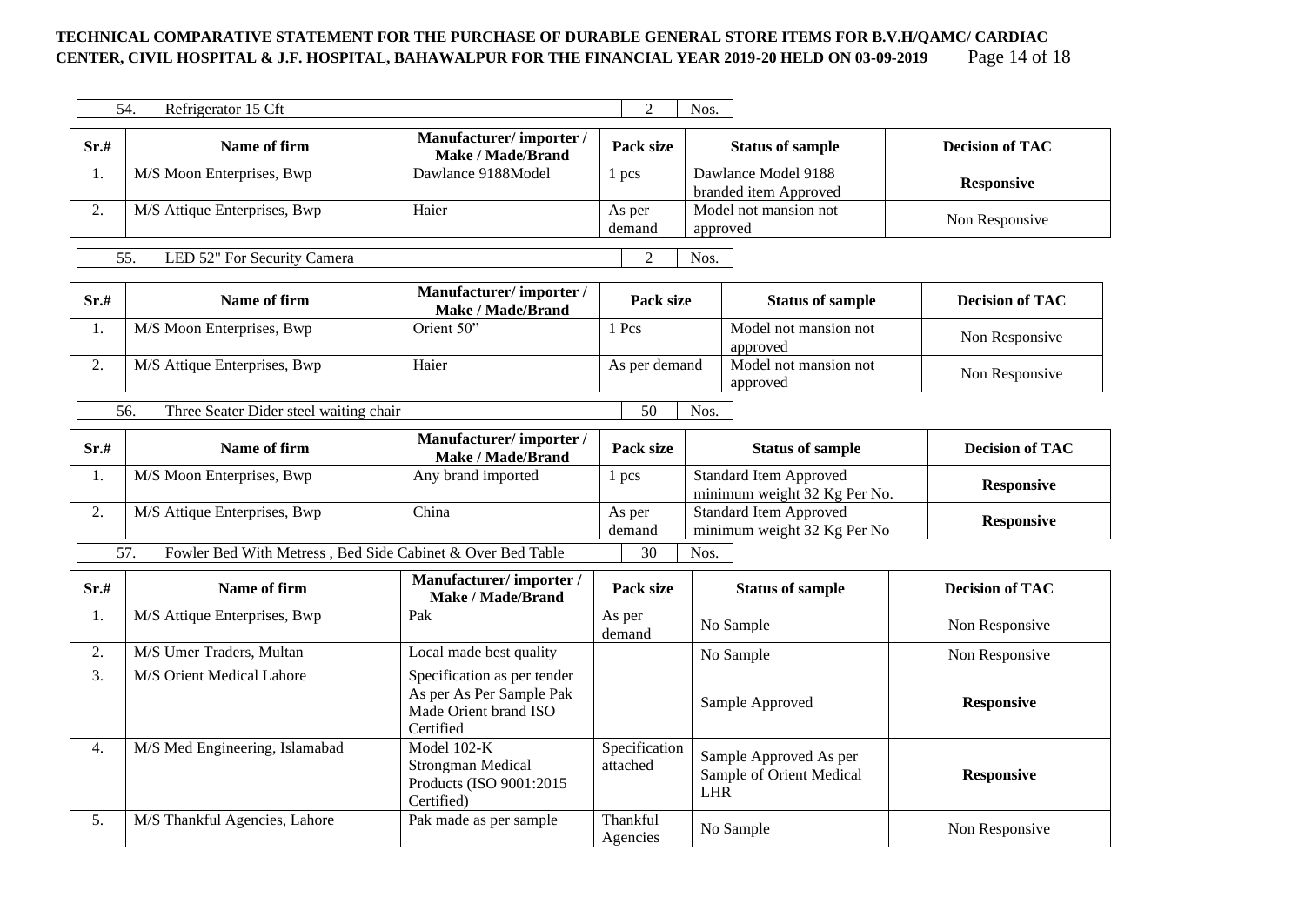| 54. | Refrigerator 15 Cft | 2 | Nos. |
|---|---|---|---|

| Sr.# | Name of firm | Manufacturer/ importer / Make / Made/Brand | Pack size | Status of sample | Decision of TAC |
|---|---|---|---|---|---|
| 1. | M/S Moon Enterprises, Bwp | Dawlance 9188Model | 1 pcs | Dawlance Model 9188 branded item Approved | **Responsive** |
| 2. | M/S Attique Enterprises, Bwp | Haier | As per demand | Model not mansion not approved | Non Responsive |

| 55. | LED 52" For Security Camera | 2 | Nos. |
|---|---|---|---|

| Sr.# | Name of firm | Manufacturer/ importer / Make / Made/Brand | Pack size | Status of sample | Decision of TAC |
|---|---|---|---|---|---|
| 1. | M/S Moon Enterprises, Bwp | Orient 50" | 1 Pcs | Model not mansion not approved | Non Responsive |
| 2. | M/S Attique Enterprises, Bwp | Haier | As per demand | Model not mansion not approved | Non Responsive |

| 56. | Three Seater Dider steel waiting chair | 50 | Nos. |
|---|---|---|---|

| Sr.# | Name of firm | Manufacturer/ importer / Make / Made/Brand | Pack size | Status of sample | Decision of TAC |
|---|---|---|---|---|---|
| 1. | M/S Moon Enterprises, Bwp | Any brand imported | 1 pcs | Standard Item Approved minimum weight 32 Kg Per No. | **Responsive** |
| 2. | M/S Attique Enterprises, Bwp | China | As per demand | Standard Item Approved minimum weight 32 Kg Per No | **Responsive** |

| 57. | Fowler Bed With Metress , Bed Side Cabinet & Over Bed Table | 30 | Nos. |
|---|---|---|---|

| Sr.# | Name of firm | Manufacturer/ importer / Make / Made/Brand | Pack size | Status of sample | Decision of TAC |
|---|---|---|---|---|---|
| 1. | M/S Attique Enterprises, Bwp | Pak | As per demand | No Sample | Non Responsive |
| 2. | M/S Umer Traders, Multan | Local made best quality | | No Sample | Non Responsive |
| 3. | M/S Orient Medical Lahore | Specification as per tender As per As Per Sample Pak Made Orient brand ISO Certified | | Sample Approved | **Responsive** |
| 4. | M/S Med Engineering, Islamabad | Model 102-K Strongman Medical Products (ISO 9001:2015 Certified) | Specification attached | Sample Approved As per Sample of Orient Medical LHR | **Responsive** |
| 5. | M/S Thankful Agencies, Lahore | Pak made as per sample | Thankful Agencies | No Sample | Non Responsive |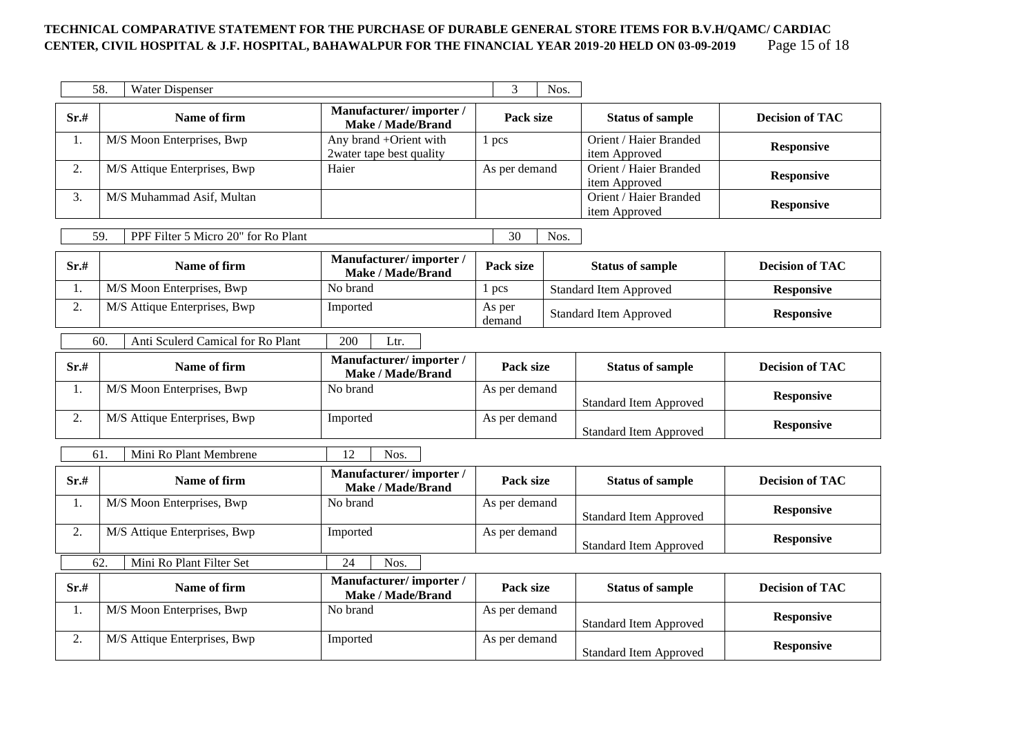| 58. | Water Dispenser | 3 | Nos. |
|---|---|---|---|

| Sr.# | Name of firm | Manufacturer/ importer / Make / Made/Brand | Pack size | Status of sample | Decision of TAC |
|---|---|---|---|---|---|
| 1. | M/S Moon Enterprises, Bwp | Any brand +Orient with 2water tape best quality | 1 pcs | Orient / Haier Branded item Approved | **Responsive** |
| 2. | M/S Attique Enterprises, Bwp | Haier | As per demand | Orient / Haier Branded item Approved | **Responsive** |
| 3. | M/S Muhammad Asif, Multan | | | Orient / Haier Branded item Approved | **Responsive** |

| 59. | PPF Filter 5 Micro 20" for Ro Plant | 30 | Nos. |
|---|---|---|---|

| Sr.# | Name of firm | Manufacturer/ importer / Make / Made/Brand | Pack size | Status of sample | Decision of TAC |
|---|---|---|---|---|---|
| 1. | M/S Moon Enterprises, Bwp | No brand | 1 pcs | Standard Item Approved | **Responsive** |
| 2. | M/S Attique Enterprises, Bwp | Imported | As per demand | Standard Item Approved | **Responsive** |

| 60. | Anti Sculerd Camical for Ro Plant | 200 | Ltr. |
|---|---|---|---|

| Sr.# | Name of firm | Manufacturer/ importer / Make / Made/Brand | Pack size | Status of sample | Decision of TAC |
|---|---|---|---|---|---|
| 1. | M/S Moon Enterprises, Bwp | No brand | As per demand | Standard Item Approved | **Responsive** |
| 2. | M/S Attique Enterprises, Bwp | Imported | As per demand | Standard Item Approved | **Responsive** |

| 61. | Mini Ro Plant Membrene | 12 | Nos. |
|---|---|---|---|

| Sr.# | Name of firm | Manufacturer/ importer / Make / Made/Brand | Pack size | Status of sample | Decision of TAC |
|---|---|---|---|---|---|
| 1. | M/S Moon Enterprises, Bwp | No brand | As per demand | Standard Item Approved | **Responsive** |
| 2. | M/S Attique Enterprises, Bwp | Imported | As per demand | Standard Item Approved | **Responsive** |

| 62. | Mini Ro Plant Filter Set | 24 | Nos. |
|---|---|---|---|

| Sr.# | Name of firm | Manufacturer/ importer / Make / Made/Brand | Pack size | Status of sample | Decision of TAC |
|---|---|---|---|---|---|
| 1. | M/S Moon Enterprises, Bwp | No brand | As per demand | Standard Item Approved | **Responsive** |
| 2. | M/S Attique Enterprises, Bwp | Imported | As per demand | Standard Item Approved | **Responsive** |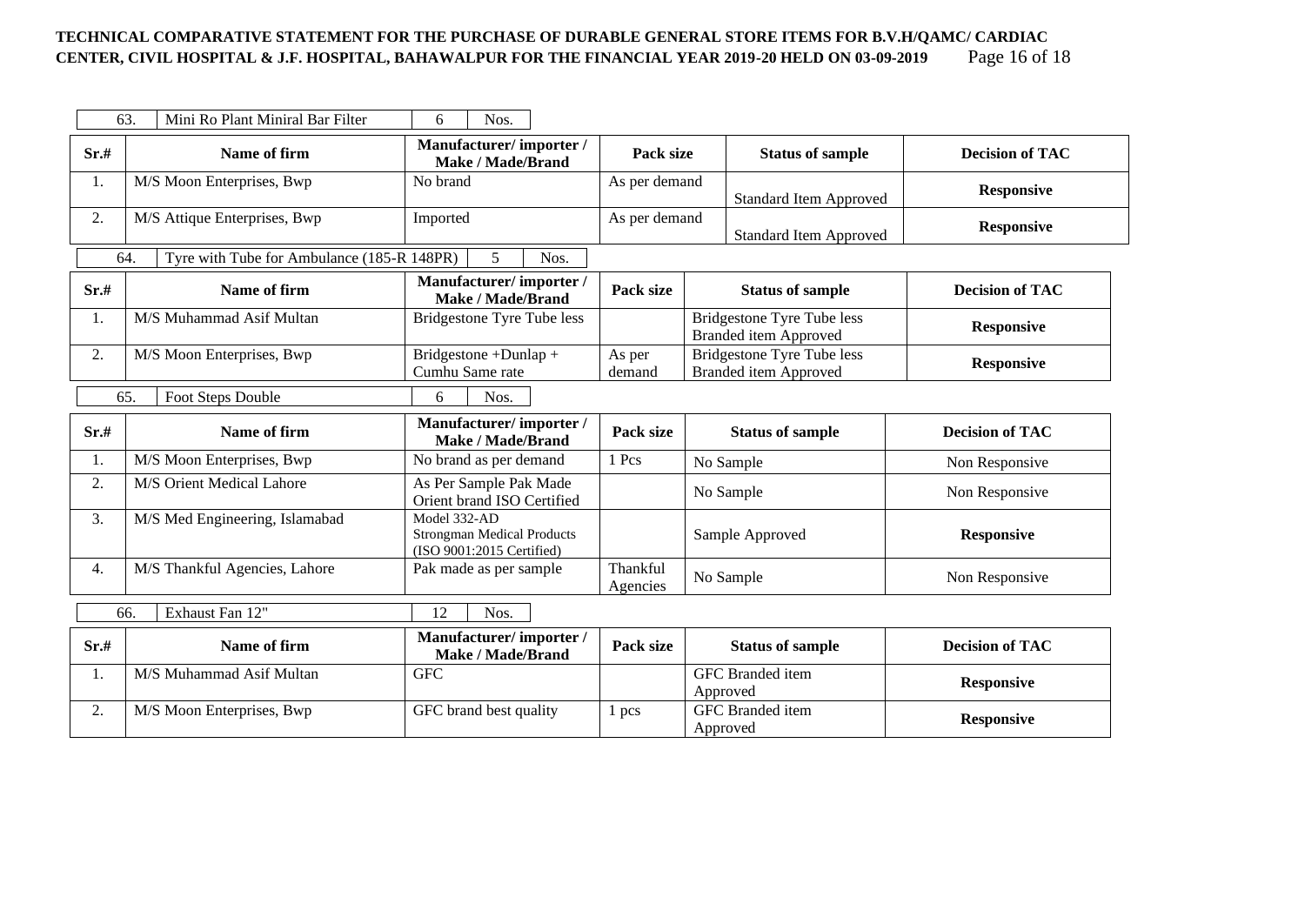**TECHNICAL COMPARATIVE STATEMENT FOR THE PURCHASE OF DURABLE GENERAL STORE ITEMS FOR B.V.H/QAMC/ CARDIAC CENTER, CIVIL HOSPITAL & J.F. HOSPITAL, BAHAWALPUR FOR THE FINANCIAL YEAR 2019-20 HELD ON 03-09-2019**

| 63. | Mini Ro Plant Miniral Bar Filter | 6 | Nos. |
|---|---|---|---|

| Sr.# | Name of firm | Manufacturer/ importer / Make / Made/Brand | Pack size | Status of sample | Decision of TAC |
|---|---|---|---|---|---|
| 1. | M/S Moon Enterprises, Bwp | No brand | As per demand | Standard Item Approved | **Responsive** |
| 2. | M/S Attique Enterprises, Bwp | Imported | As per demand | Standard Item Approved | **Responsive** |

| 64. | Tyre with Tube for Ambulance (185-R 148PR) | 5 | Nos. |
|---|---|---|---|

| Sr.# | Name of firm | Manufacturer/ importer / Make / Made/Brand | Pack size | Status of sample | Decision of TAC |
|---|---|---|---|---|---|
| 1. | M/S Muhammad Asif Multan | Bridgestone Tyre Tube less | | Bridgestone Tyre Tube less Branded item Approved | **Responsive** |
| 2. | M/S Moon Enterprises, Bwp | Bridgestone +Dunlap + Cumhu Same rate | As per demand | Bridgestone Tyre Tube less Branded item Approved | **Responsive** |

| 65. | Foot Steps Double | 6 | Nos. |
|---|---|---|---|

| Sr.# | Name of firm | Manufacturer/ importer / Make / Made/Brand | Pack size | Status of sample | Decision of TAC |
|---|---|---|---|---|---|
| 1. | M/S Moon Enterprises, Bwp | No brand as per demand | 1 Pcs | No Sample | Non Responsive |
| 2. | M/S Orient Medical Lahore | As Per Sample Pak Made Orient brand ISO Certified | | No Sample | Non Responsive |
| 3. | M/S Med Engineering, Islamabad | Model 332-AD Strongman Medical Products (ISO 9001:2015 Certified) | | Sample Approved | **Responsive** |
| 4. | M/S Thankful Agencies, Lahore | Pak made as per sample | Thankful Agencies | No Sample | Non Responsive |

| 66. | Exhaust Fan 12" | 12 | Nos. |
|---|---|---|---|

| Sr.# | Name of firm | Manufacturer/ importer / Make / Made/Brand | Pack size | Status of sample | Decision of TAC |
|---|---|---|---|---|---|
| 1. | M/S Muhammad Asif Multan | GFC | | GFC Branded item Approved | **Responsive** |
| 2. | M/S Moon Enterprises, Bwp | GFC brand best quality | 1 pcs | GFC Branded item Approved | **Responsive** |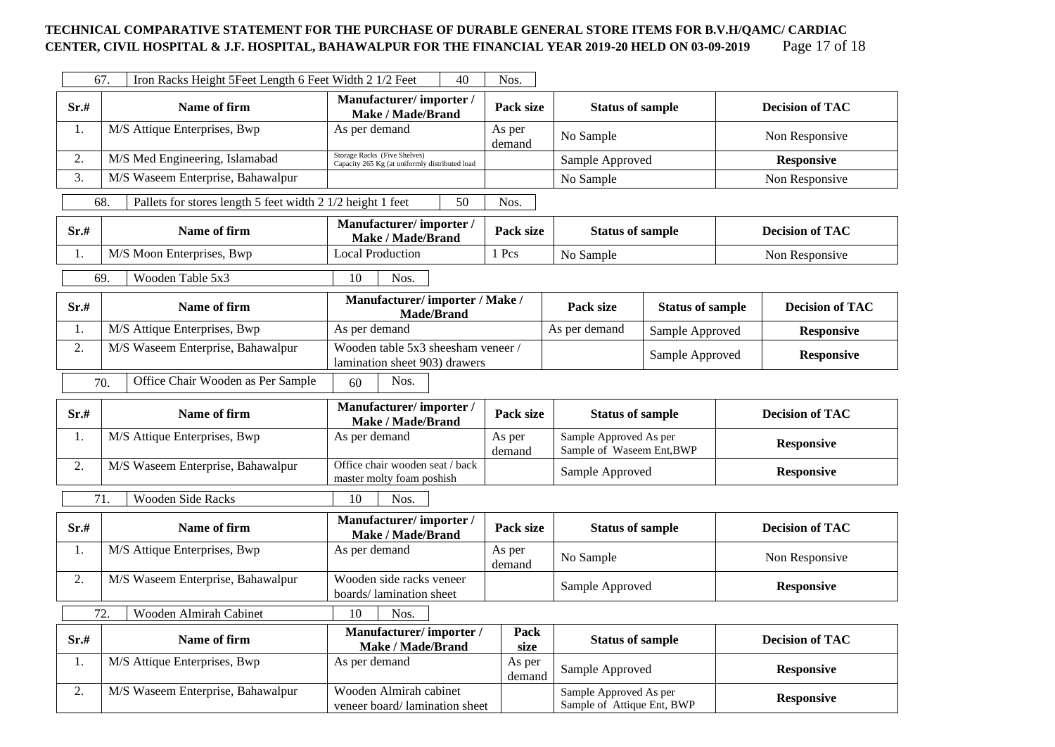**TECHNICAL COMPARATIVE STATEMENT FOR THE PURCHASE OF DURABLE GENERAL STORE ITEMS FOR B.V.H/QAMC/ CARDIAC CENTER, CIVIL HOSPITAL & J.F. HOSPITAL, BAHAWALPUR FOR THE FINANCIAL YEAR 2019-20 HELD ON 03-09-2019**

| 67. | Iron Racks Height 5Feet Length 6 Feet Width 2 1/2 Feet | 40 | Nos. |
|---|---|---|---|

| Sr.# | Name of firm | Manufacturer/ importer / Make / Made/Brand | Pack size | Status of sample | Decision of TAC |
|---|---|---|---|---|---|
| 1. | M/S Attique Enterprises, Bwp | As per demand | As per demand | No Sample | Non Responsive |
| 2. | M/S Med Engineering, Islamabad | Storage Racks (Five Shelves) Capacity 265 Kg (at uniformly distributed load | | Sample Approved | **Responsive** |
| 3. | M/S Waseem Enterprise, Bahawalpur | | | No Sample | Non Responsive |

| 68. | Pallets for stores length 5 feet width 2 1/2 height 1 feet | 50 | Nos. |
|---|---|---|---|

| Sr.# | Name of firm | Manufacturer/ importer / Make / Made/Brand | Pack size | Status of sample | Decision of TAC |
|---|---|---|---|---|---|
| 1. | M/S Moon Enterprises, Bwp | Local Production | 1 Pcs | No Sample | Non Responsive |

| 69. | Wooden Table 5x3 | 10 | Nos. |
|---|---|---|---|

| Sr.# | Name of firm | Manufacturer/ importer / Make / Made/Brand | Pack size | Status of sample | Decision of TAC |
|---|---|---|---|---|---|
| 1. | M/S Attique Enterprises, Bwp | As per demand | As per demand | Sample Approved | **Responsive** |
| 2. | M/S Waseem Enterprise, Bahawalpur | Wooden table 5x3 sheesham veneer / lamination sheet 903) drawers | | Sample Approved | **Responsive** |

| 70. | Office Chair Wooden as Per Sample | 60 | Nos. |
|---|---|---|---|

| Sr.# | Name of firm | Manufacturer/ importer / Make / Made/Brand | Pack size | Status of sample | Decision of TAC |
|---|---|---|---|---|---|
| 1. | M/S Attique Enterprises, Bwp | As per demand | As per demand | Sample Approved As per Sample of Waseem Ent,BWP | **Responsive** |
| 2. | M/S Waseem Enterprise, Bahawalpur | Office chair wooden seat / back master molty foam poshish | | Sample Approved | **Responsive** |

| 71. | Wooden Side Racks | 10 | Nos. |
|---|---|---|---|

| Sr.# | Name of firm | Manufacturer/ importer / Make / Made/Brand | Pack size | Status of sample | Decision of TAC |
|---|---|---|---|---|---|
| 1. | M/S Attique Enterprises, Bwp | As per demand | As per demand | No Sample | Non Responsive |
| 2. | M/S Waseem Enterprise, Bahawalpur | Wooden side racks veneer boards/ lamination sheet | | Sample Approved | **Responsive** |

| 72. | Wooden Almirah Cabinet | 10 | Nos. |
|---|---|---|---|

| Sr.# | Name of firm | Manufacturer/ importer / Make / Made/Brand | Pack size | Status of sample | Decision of TAC |
|---|---|---|---|---|---|
| 1. | M/S Attique Enterprises, Bwp | As per demand | As per demand | Sample Approved | **Responsive** |
| 2. | M/S Waseem Enterprise, Bahawalpur | Wooden Almirah cabinet veneer board/ lamination sheet | | Sample Approved As per Sample of Attique Ent, BWP | **Responsive** |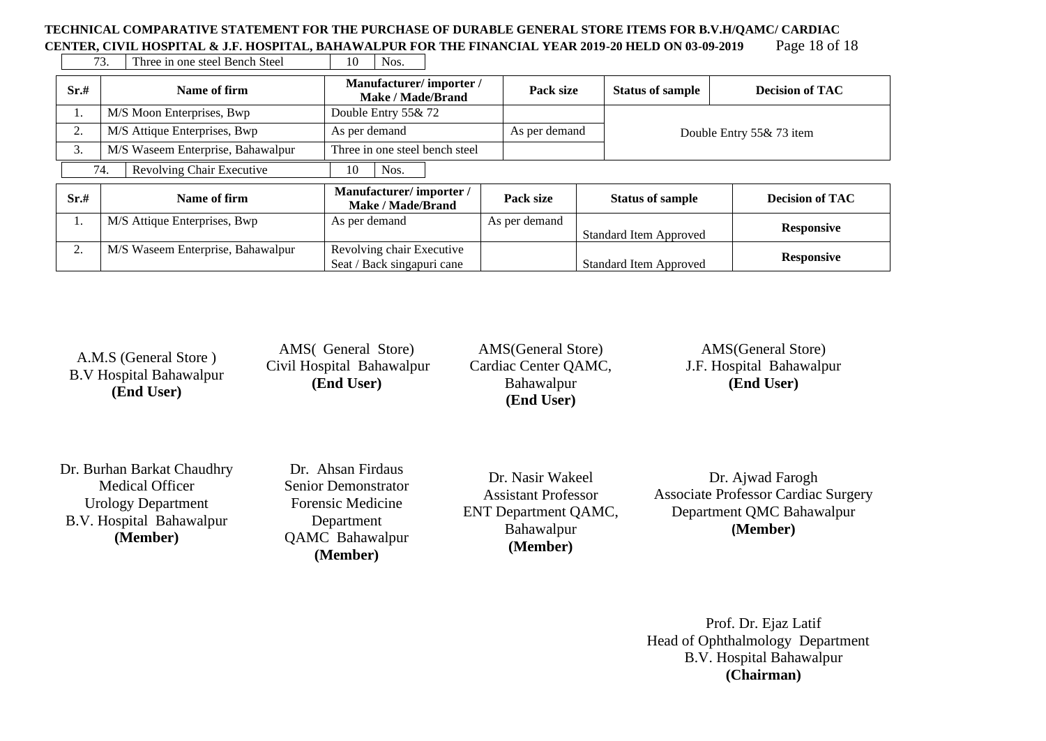| 73. | Three in one steel Bench Steel | 10 | Nos. |
|---|---|---|---|

| Sr.# | Name of firm | Manufacturer/ importer / Make / Made/Brand | Pack size | Status of sample | Decision of TAC |
|---|---|---|---|---|---|
| 1. | M/S Moon Enterprises, Bwp | Double Entry 55& 72 | | Double Entry 55& 73 item | |
| 2. | M/S Attique Enterprises, Bwp | As per demand | As per demand | | |
| 3. | M/S Waseem Enterprise, Bahawalpur | Three in one steel bench steel | | | |

| 74. | Revolving Chair Executive | 10 | Nos. |
|---|---|---|---|

| Sr.# | Name of firm | Manufacturer/ importer / Make / Made/Brand | Pack size | Status of sample | Decision of TAC |
|---|---|---|---|---|---|
| 1. | M/S Attique Enterprises, Bwp | As per demand | As per demand | Standard Item Approved | **Responsive** |
| 2. | M/S Waseem Enterprise, Bahawalpur | Revolving chair Executive Seat / Back singapuri cane | | Standard Item Approved | **Responsive** |

A.M.S (General Store)
B.V Hospital Bahawalpur
**(End User)**

AMS( General Store)
Civil Hospital Bahawalpur
**(End User)**

AMS(General Store)
Cardiac Center QAMC, Bahawalpur
**(End User)**

AMS(General Store)
J.F. Hospital Bahawalpur
**(End User)**

Dr. Burhan Barkat Chaudhry
Medical Officer
Urology Department
B.V. Hospital Bahawalpur
**(Member)**

Dr. Ahsan Firdaus
Senior Demonstrator
Forensic Medicine Department
QAMC Bahawalpur
**(Member)**

Dr. Nasir Wakeel
Assistant Professor
ENT Department QAMC, Bahawalpur
**(Member)**

Dr. Ajwad Farogh
Associate Professor Cardiac Surgery Department QMC Bahawalpur
**(Member)**

Prof. Dr. Ejaz Latif
Head of Ophthalmology Department
B.V. Hospital Bahawalpur
**(Chairman)**